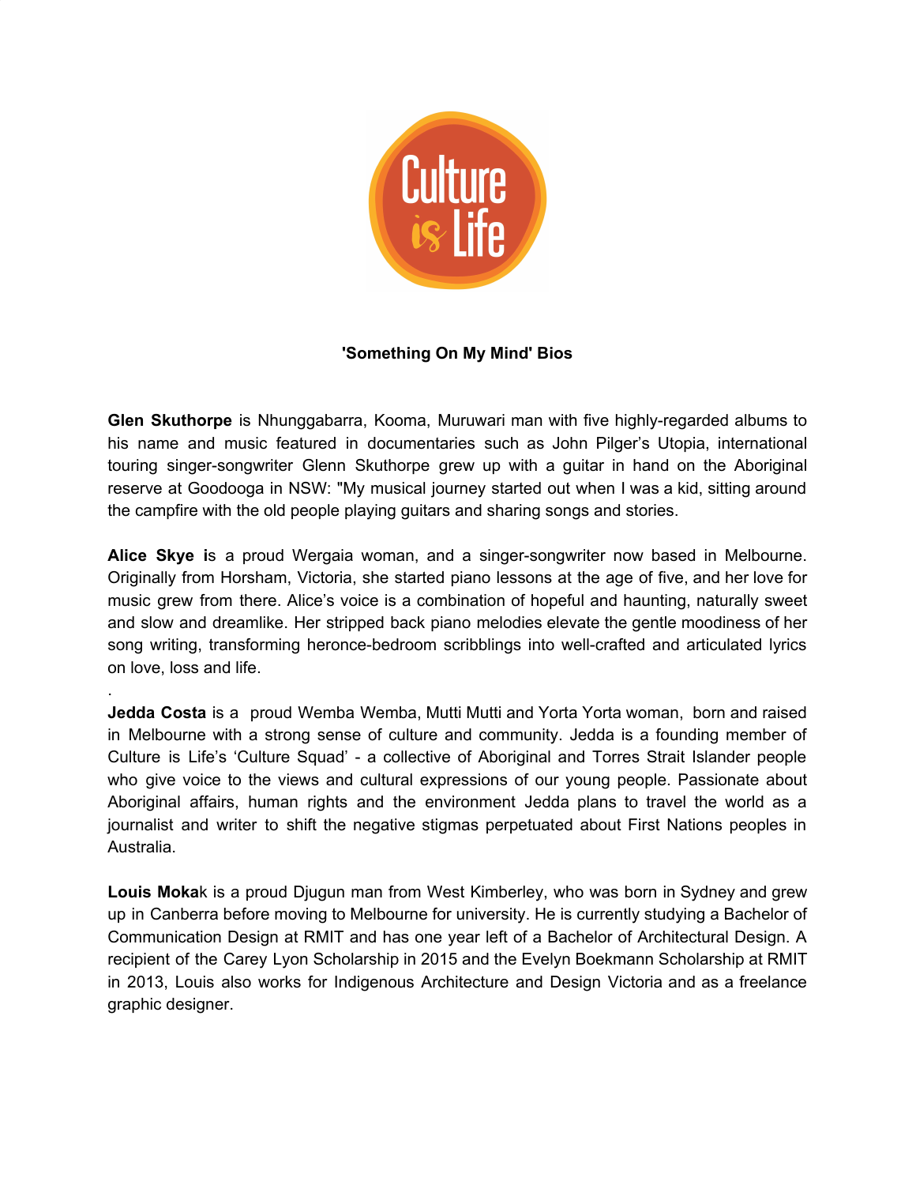**'Something On My Mind' Bios**

**Glen Skuthorpe** is Nhunggabarra, Kooma, Muruwari man with five highly-regarded albums to his name and music featured in documentaries such as John Pilger's Utopia, international touring singer-songwriter Glenn Skuthorpe grew up with a guitar in hand on the Aboriginal reserve at Goodooga in NSW: "My musical journey started out when I was a kid, sitting around the campfire with the old people playing guitars and sharing songs and stories.

**Alice Skye i**s a proud Wergaia woman, and a singer-songwriter now based in Melbourne. Originally from Horsham, Victoria, she started piano lessons at the age of five, and her love for music grew from there. Alice's voice is a combination of hopeful and haunting, naturally sweet and slow and dreamlike. Her stripped back piano melodies elevate the gentle moodiness of her song writing, transforming heronce-bedroom scribblings into well-crafted and articulated lyrics on love, loss and life.

.

**Jedda Costa** is a proud Wemba Wemba, Mutti Mutti and Yorta Yorta woman, born and raised in Melbourne with a strong sense of culture and community. Jedda is a founding member of Culture is Life's 'Culture Squad' - a collective of Aboriginal and Torres Strait Islander people who give voice to the views and cultural expressions of our young people. Passionate about Aboriginal affairs, human rights and the environment Jedda plans to travel the world as a journalist and writer to shift the negative stigmas perpetuated about First Nations peoples in Australia.

**Louis Moka**k is a proud Djugun man from West Kimberley, who was born in Sydney and grew up in Canberra before moving to Melbourne for university. He is currently studying a Bachelor of Communication Design at RMIT and has one year left of a Bachelor of Architectural Design. A recipient of the Carey Lyon Scholarship in 2015 and the Evelyn Boekmann Scholarship at RMIT in 2013, Louis also works for Indigenous Architecture and Design Victoria and as a freelance graphic designer.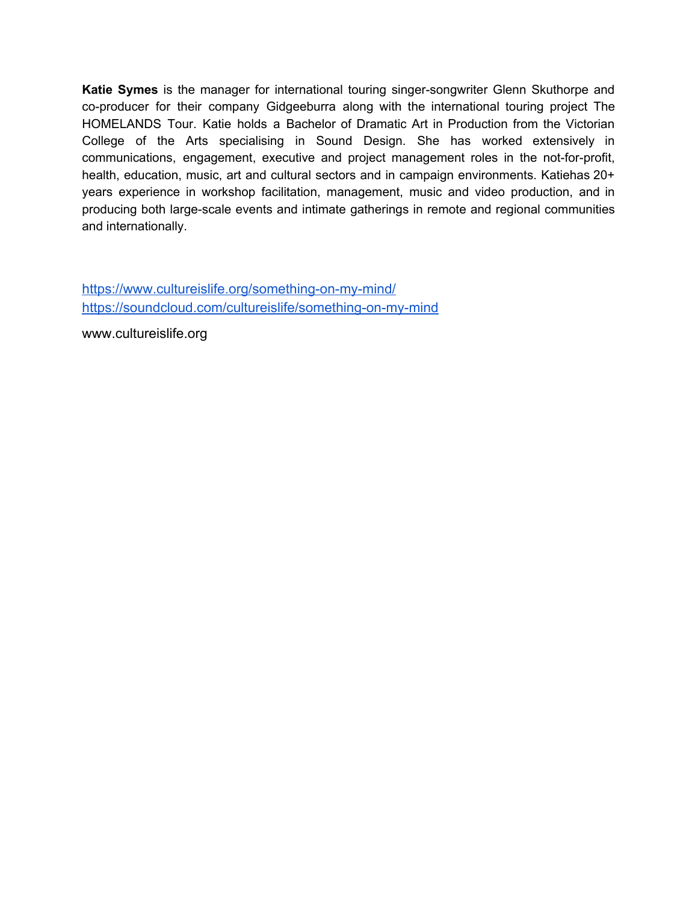**Katie Symes** is the manager for international touring singer-songwriter Glenn Skuthorpe and co-producer for their company Gidgeeburra along with the international touring project The HOMELANDS Tour. Katie holds a Bachelor of Dramatic Art in Production from the Victorian College of the Arts specialising in Sound Design. She has worked extensively in communications, engagement, executive and project management roles in the not-for-profit, health, education, music, art and cultural sectors and in campaign environments. Katiehas 20+ years experience in workshop facilitation, management, music and video production, and in producing both large-scale events and intimate gatherings in remote and regional communities and internationally.

https://www.cultureislife.org/something-on-my-mind/
https://soundcloud.com/cultureislife/something-on-my-mind

www.cultureislife.org